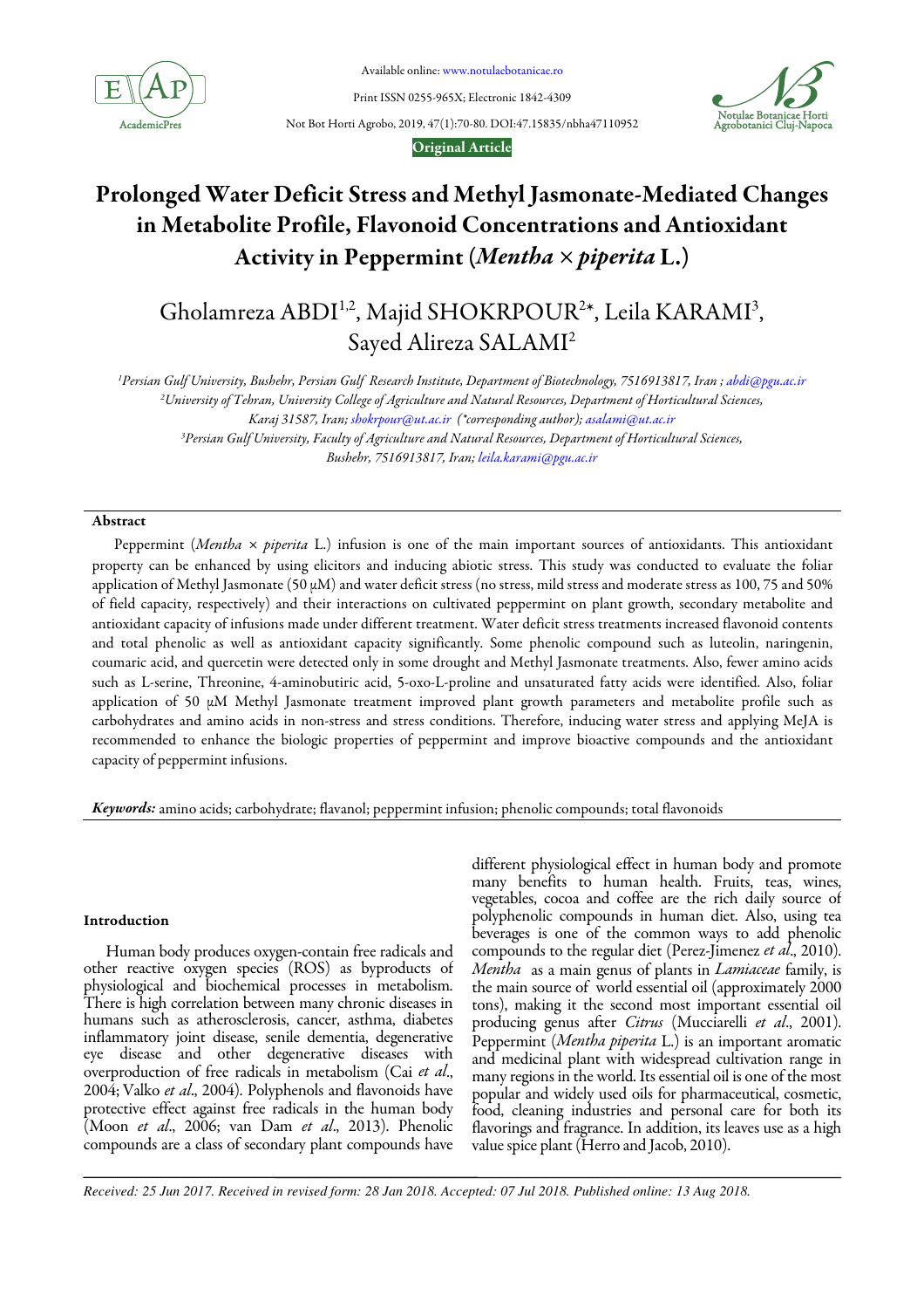Available online: www.notulaebotanicae.ro

Print ISSN 0255-965X; Electronic 1842-4309

Not Bot Horti Agrobo, 2019, 47(1):70-80. DOI:47.15835/nbha47110952

**Original Article**

# Prolonged Water Deficit Stress and Methyl Jasmonate-Mediated Changes in Metabolite Profile, Flavonoid Concentrations and Antioxidant Activity in Peppermint (*Mentha* × *piperita* L.)

Gholamreza ABDI[1,2], Majid SHOKRPOUR[2*], Leila KARAMI[3], Sayed Alireza SALAMI[2]

[1]Persian Gulf University, Bushehr, Persian Gulf Research Institute, Department of Biotechnology, 7516913817, Iran ; abdi@pgu.ac.ir
[2]University of Tehran, University College of Agriculture and Natural Resources, Department of Horticultural Sciences, Karaj 31587, Iran; shokrpour@ut.ac.ir (*corresponding author); asalami@ut.ac.ir
[3]Persian Gulf University, Faculty of Agriculture and Natural Resources, Department of Horticultural Sciences, Bushehr, 7516913817, Iran; leila.karami@pgu.ac.ir

## Abstract

Peppermint (*Mentha* × *piperita* L.) infusion is one of the main important sources of antioxidants. This antioxidant property can be enhanced by using elicitors and inducing abiotic stress. This study was conducted to evaluate the foliar application of Methyl Jasmonate (50 μM) and water deficit stress (no stress, mild stress and moderate stress as 100, 75 and 50% of field capacity, respectively) and their interactions on cultivated peppermint on plant growth, secondary metabolite and antioxidant capacity of infusions made under different treatment. Water deficit stress treatments increased flavonoid contents and total phenolic as well as antioxidant capacity significantly. Some phenolic compound such as luteolin, naringenin, coumaric acid, and quercetin were detected only in some drought and Methyl Jasmonate treatments. Also, fewer amino acids such as L-serine, Threonine, 4-aminobutiric acid, 5-oxo-L-proline and unsaturated fatty acids were identified. Also, foliar application of 50 μM Methyl Jasmonate treatment improved plant growth parameters and metabolite profile such as carbohydrates and amino acids in non-stress and stress conditions. Therefore, inducing water stress and applying MeJA is recommended to enhance the biologic properties of peppermint and improve bioactive compounds and the antioxidant capacity of peppermint infusions.

***Keywords:*** amino acids; carbohydrate; flavanol; peppermint infusion; phenolic compounds; total flavonoids

## Introduction

Human body produces oxygen-contain free radicals and other reactive oxygen species (ROS) as byproducts of physiological and biochemical processes in metabolism. There is high correlation between many chronic diseases in humans such as atherosclerosis, cancer, asthma, diabetes inflammatory joint disease, senile dementia, degenerative eye disease and other degenerative diseases with overproduction of free radicals in metabolism (Cai *et al*., 2004; Valko *et al*., 2004). Polyphenols and flavonoids have protective effect against free radicals in the human body (Moon *et al*., 2006; van Dam *et al*., 2013). Phenolic compounds are a class of secondary plant compounds have different physiological effect in human body and promote many benefits to human health. Fruits, teas, wines, vegetables, cocoa and coffee are the rich daily source of polyphenolic compounds in human diet. Also, using tea beverages is one of the common ways to add phenolic compounds to the regular diet (Perez-Jimenez *et al*., 2010). *Mentha* as a main genus of plants in *Lamiaceae* family, is the main source of world essential oil (approximately 2000 tons), making it the second most important essential oil producing genus after *Citrus* (Mucciarelli *et al*., 2001). Peppermint (*Mentha piperita* L.) is an important aromatic and medicinal plant with widespread cultivation range in many regions in the world. Its essential oil is one of the most popular and widely used oils for pharmaceutical, cosmetic, food, cleaning industries and personal care for both its flavorings and fragrance. In addition, its leaves use as a high value spice plant (Herro and Jacob, 2010).

*Received: 25 Jun 2017. Received in revised form: 28 Jan 2018. Accepted: 07 Jul 2018. Published online: 13 Aug 2018.*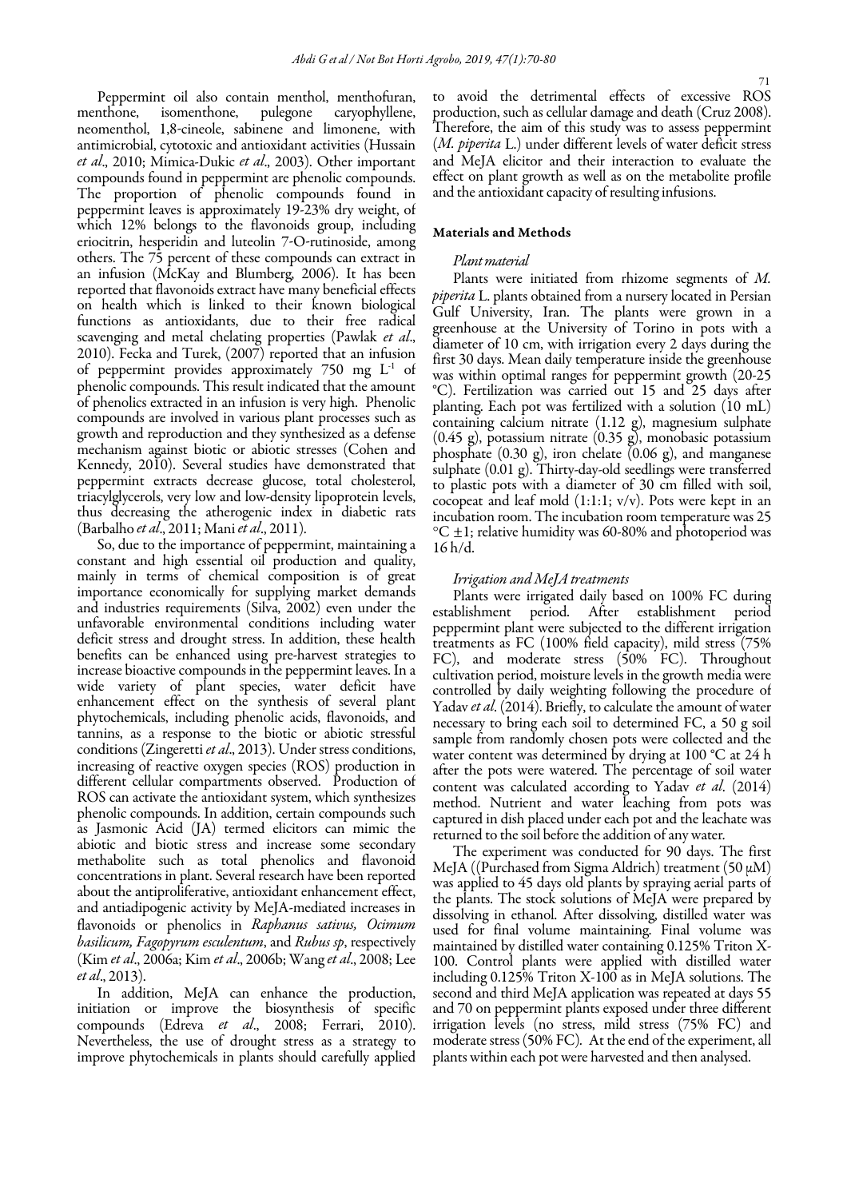Peppermint oil also contain menthol, menthofuran, menthone, isomenthone, pulegone caryophyllene, neomenthol, 1,8-cineole, sabinene and limonene, with antimicrobial, cytotoxic and antioxidant activities (Hussain *et al*., 2010; Mimica-Dukic *et al*., 2003). Other important compounds found in peppermint are phenolic compounds. The proportion of phenolic compounds found in peppermint leaves is approximately 19-23% dry weight, of which 12% belongs to the flavonoids group, including eriocitrin, hesperidin and luteolin 7-O-rutinoside, among others. The 75 percent of these compounds can extract in an infusion (McKay and Blumberg, 2006). It has been reported that flavonoids extract have many beneficial effects on health which is linked to their known biological functions as antioxidants, due to their free radical scavenging and metal chelating properties (Pawlak *et al*., 2010). Fecka and Turek, (2007) reported that an infusion of peppermint provides approximately 750 mg $L^{-1}$ of phenolic compounds. This result indicated that the amount of phenolics extracted in an infusion is very high. Phenolic compounds are involved in various plant processes such as growth and reproduction and they synthesized as a defense mechanism against biotic or abiotic stresses (Cohen and Kennedy, 2010). Several studies have demonstrated that peppermint extracts decrease glucose, total cholesterol, triacylglycerols, very low and low-density lipoprotein levels, thus decreasing the atherogenic index in diabetic rats (Barbalho *et al*., 2011; Mani *et al*., 2011).

So, due to the importance of peppermint, maintaining a constant and high essential oil production and quality, mainly in terms of chemical composition is of great importance economically for supplying market demands and industries requirements (Silva, 2002) even under the unfavorable environmental conditions including water deficit stress and drought stress. In addition, these health benefits can be enhanced using pre-harvest strategies to increase bioactive compounds in the peppermint leaves. In a wide variety of plant species, water deficit have enhancement effect on the synthesis of several plant phytochemicals, including phenolic acids, flavonoids, and tannins, as a response to the biotic or abiotic stressful conditions (Zingeretti *et al*., 2013). Under stress conditions, increasing of reactive oxygen species (ROS) production in different cellular compartments observed. Production of ROS can activate the antioxidant system, which synthesizes phenolic compounds. In addition, certain compounds such as Jasmonic Acid (JA) termed elicitors can mimic the abiotic and biotic stress and increase some secondary methabolite such as total phenolics and flavonoid concentrations in plant. Several research have been reported about the antiproliferative, antioxidant enhancement effect, and antiadipogenic activity by MeJA-mediated increases in flavonoids or phenolics in *Raphanus sativus, Ocimum basilicum, Fagopyrum esculentum*, and *Rubus sp*, respectively (Kim *et al*., 2006a; Kim *et al*., 2006b; Wang *et al*., 2008; Lee *et al*., 2013).

In addition, MeJA can enhance the production, initiation or improve the biosynthesis of specific compounds (Edreva *et al*., 2008; Ferrari, 2010). Nevertheless, the use of drought stress as a strategy to improve phytochemicals in plants should carefully applied to avoid the detrimental effects of excessive ROS production, such as cellular damage and death (Cruz 2008). Therefore, the aim of this study was to assess peppermint (*M. piperita* L.) under different levels of water deficit stress and MeJA elicitor and their interaction to evaluate the effect on plant growth as well as on the metabolite profile and the antioxidant capacity of resulting infusions.

## Materials and Methods

### *Plant material*

Plants were initiated from rhizome segments of *M. piperita* L. plants obtained from a nursery located in Persian Gulf University, Iran. The plants were grown in a greenhouse at the University of Torino in pots with a diameter of 10 cm, with irrigation every 2 days during the first 30 days. Mean daily temperature inside the greenhouse was within optimal ranges for peppermint growth (20-25 °C). Fertilization was carried out 15 and 25 days after planting. Each pot was fertilized with a solution (10 mL) containing calcium nitrate (1.12 g), magnesium sulphate (0.45 g), potassium nitrate (0.35 g), monobasic potassium phosphate (0.30 g), iron chelate (0.06 g), and manganese sulphate (0.01 g). Thirty-day-old seedlings were transferred to plastic pots with a diameter of 30 cm filled with soil, cocopeat and leaf mold (1:1:1; v/v). Pots were kept in an incubation room. The incubation room temperature was 25 °C ±1; relative humidity was 60-80% and photoperiod was 16 h/d.

### *Irrigation and MeJA treatments*

Plants were irrigated daily based on 100% FC during establishment period. After establishment period peppermint plant were subjected to the different irrigation treatments as FC (100% field capacity), mild stress (75% FC), and moderate stress (50% FC). Throughout cultivation period, moisture levels in the growth media were controlled by daily weighting following the procedure of Yadav *et al*. (2014). Briefly, to calculate the amount of water necessary to bring each soil to determined FC, a 50 g soil sample from randomly chosen pots were collected and the water content was determined by drying at 100 °C at 24 h after the pots were watered. The percentage of soil water content was calculated according to Yadav *et al*. (2014) method. Nutrient and water leaching from pots was captured in dish placed under each pot and the leachate was returned to the soil before the addition of any water.

The experiment was conducted for 90 days. The first MeJA ((Purchased from Sigma Aldrich) treatment (50 μM) was applied to 45 days old plants by spraying aerial parts of the plants. The stock solutions of MeJA were prepared by dissolving in ethanol. After dissolving, distilled water was used for final volume maintaining. Final volume was maintained by distilled water containing 0.125% Triton X-100. Control plants were applied with distilled water including 0.125% Triton X-100 as in MeJA solutions. The second and third MeJA application was repeated at days 55 and 70 on peppermint plants exposed under three different irrigation levels (no stress, mild stress (75% FC) and moderate stress (50% FC). At the end of the experiment, all plants within each pot were harvested and then analysed.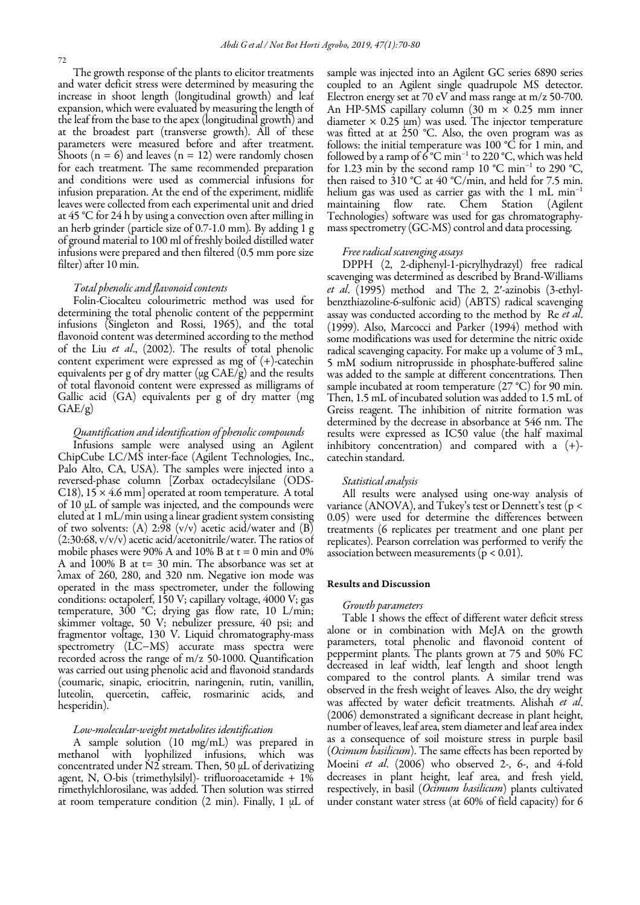The growth response of the plants to elicitor treatments and water deficit stress were determined by measuring the increase in shoot length (longitudinal growth) and leaf expansion, which were evaluated by measuring the length of the leaf from the base to the apex (longitudinal growth) and at the broadest part (transverse growth). All of these parameters were measured before and after treatment. Shoots ($n = 6$) and leaves ($n = 12$) were randomly chosen for each treatment. The same recommended preparation and conditions were used as commercial infusions for infusion preparation. At the end of the experiment, midlife leaves were collected from each experimental unit and dried at 45 °C for 24 h by using a convection oven after milling in an herb grinder (particle size of 0.7-1.0 mm). By adding 1 g of ground material to 100 ml of freshly boiled distilled water infusions were prepared and then filtered (0.5 mm pore size filter) after 10 min.

### *Total phenolic and flavonoid contents*

Folin-Ciocalteu colourimetric method was used for determining the total phenolic content of the peppermint infusions (Singleton and Rossi, 1965), and the total flavonoid content was determined according to the method of the Liu *et al*., (2002). The results of total phenolic content experiment were expressed as mg of (+)-catechin equivalents per g of dry matter (μg CAE/g) and the results of total flavonoid content were expressed as milligrams of Gallic acid (GA) equivalents per g of dry matter (mg GAE/g)

### *Quantification and identification of phenolic compounds*

Infusions sample were analysed using an Agilent ChipCube LC/MS inter-face (Agilent Technologies, Inc., Palo Alto, CA, USA). The samples were injected into a reversed-phase column [Zorbax octadecylsilane (ODS-C18), 15 × 4.6 mm] operated at room temperature. A total of 10 μL of sample was injected, and the compounds were eluted at 1 mL/min using a linear gradient system consisting of two solvents: (A) 2:98 (v/v) acetic acid/water and (B) (2:30:68, v/v/v) acetic acid/acetonitrile/water. The ratios of mobile phases were 90% A and 10% B at t = 0 min and 0% A and 100% B at t= 30 min. The absorbance was set at λmax of 260, 280, and 320 nm. Negative ion mode was operated in the mass spectrometer, under the following conditions: octapolerf, 150 V; capillary voltage, 4000 V; gas temperature, 300 °C; drying gas flow rate, 10 L/min; skimmer voltage, 50 V; nebulizer pressure, 40 psi; and fragmentor voltage, 130 V. Liquid chromatography-mass spectrometry (LC–MS) accurate mass spectra were recorded across the range of m/z 50-1000. Quantification was carried out using phenolic acid and flavonoid standards (coumaric, sinapic, eriocitrin, naringenin, rutin, vanillin, luteolin, quercetin, caffeic, rosmarinic acids, and hesperidin).

### *Low-molecular-weight metabolites identification*

A sample solution (10 mg/mL) was prepared in methanol with lyophilized infusions, which was concentrated under $N_2$ stream. Then, 50 μL of derivatizing agent, N, O-bis (trimethylsilyl)- trifluoroacetamide + 1% rimethylchlorosilane, was added. Then solution was stirred at room temperature condition (2 min). Finally, 1 μL of sample was injected into an Agilent GC series 6890 series coupled to an Agilent single quadrupole MS detector. Electron energy set at 70 eV and mass range at m/z 50-700. An HP-5MS capillary column (30 m × 0.25 mm inner diameter × 0.25 μm) was used. The injector temperature was fitted at at 250 °C. Also, the oven program was as follows: the initial temperature was 100 °C for 1 min, and followed by a ramp of 6 °C $min^{-1}$ to 220 °C, which was held for 1.23 min by the second ramp 10 °C $min^{-1}$ to 290 °C, then raised to 310 °C at 40 °C/min, and held for 7.5 min. helium gas was used as carrier gas with the 1 mL $min^{-1}$ maintaining flow rate. Chem Station (Agilent Technologies) software was used for gas chromatography-mass spectrometry (GC-MS) control and data processing.

### *Free radical scavenging assays*

DPPH (2, 2-diphenyl-1-picrylhydrazyl) free radical scavenging was determined as described by Brand-Williams *et al*. (1995) method and The 2, 2′-azinobis (3-ethyl-benzthiazoline-6-sulfonic acid) (ABTS) radical scavenging assay was conducted according to the method by Re *et al*. (1999). Also, Marcocci and Parker (1994) method with some modifications was used for determine the nitric oxide radical scavenging capacity. For make up a volume of 3 mL, 5 mM sodium nitroprusside in phosphate-buffered saline was added to the sample at different concentrations. Then sample incubated at room temperature (27 °C) for 90 min. Then, 1.5 mL of incubated solution was added to 1.5 mL of Greiss reagent. The inhibition of nitrite formation was determined by the decrease in absorbance at 546 nm. The results were expressed as IC50 value (the half maximal inhibitory concentration) and compared with a (+)-catechin standard.

### *Statistical analysis*

All results were analysed using one-way analysis of variance (ANOVA), and Tukey's test or Dennett's test ($p < 0.05$) were used for determine the differences between treatments (6 replicates per treatment and one plant per replicates). Pearson correlation was performed to verify the association between measurements ($p < 0.01$).

## Results and Discussion

### *Growth parameters*

Table 1 shows the effect of different water deficit stress alone or in combination with MeJA on the growth parameters, total phenolic and flavonoid content of peppermint plants. The plants grown at 75 and 50% FC decreased in leaf width, leaf length and shoot length compared to the control plants. A similar trend was observed in the fresh weight of leaves. Also, the dry weight was affected by water deficit treatments. Alishah *et al*. (2006) demonstrated a significant decrease in plant height, number of leaves, leaf area, stem diameter and leaf area index as a consequence of soil moisture stress in purple basil (*Ocimum basilicum*). The same effects has been reported by Moeini *et al*. (2006) who observed 2-, 6-, and 4-fold decreases in plant height, leaf area, and fresh yield, respectively, in basil (*Ocimum basilicum*) plants cultivated under constant water stress (at 60% of field capacity) for 6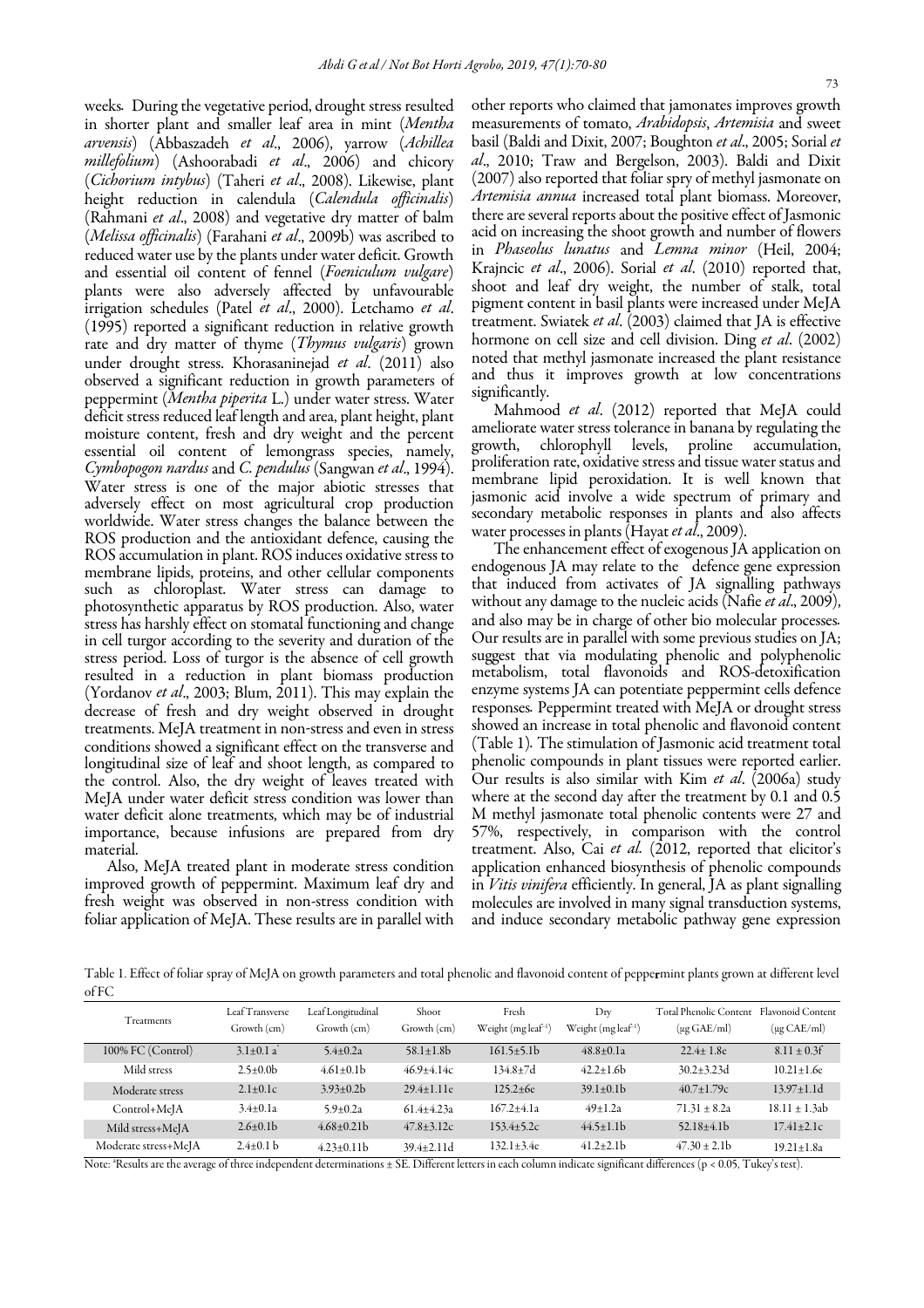weeks. During the vegetative period, drought stress resulted in shorter plant and smaller leaf area in mint (*Mentha arvensis*) (Abbaszadeh *et al*., 2006), yarrow (*Achillea millefolium*) (Ashoorabadi *et al*., 2006) and chicory (*Cichorium intybus*) (Taheri *et al*., 2008). Likewise, plant height reduction in calendula (*Calendula officinalis*) (Rahmani *et al*., 2008) and vegetative dry matter of balm (*Melissa officinalis*) (Farahani *et al*., 2009b) was ascribed to reduced water use by the plants under water deficit. Growth and essential oil content of fennel (*Foeniculum vulgare*) plants were also adversely affected by unfavourable irrigation schedules (Patel *et al*., 2000). Letchamo *et al*. (1995) reported a significant reduction in relative growth rate and dry matter of thyme (*Thymus vulgaris*) grown under drought stress. Khorasaninejad *et al*. (2011) also observed a significant reduction in growth parameters of peppermint (*Mentha piperita* L.) under water stress. Water deficit stress reduced leaf length and area, plant height, plant moisture content, fresh and dry weight and the percent essential oil content of lemongrass species, namely, *Cymbopogon nardus* and *C. pendulus* (Sangwan *et al*., 1994). Water stress is one of the major abiotic stresses that adversely effect on most agricultural crop production worldwide. Water stress changes the balance between the ROS production and the antioxidant defence, causing the ROS accumulation in plant. ROS induces oxidative stress to membrane lipids, proteins, and other cellular components such as chloroplast. Water stress can damage to photosynthetic apparatus by ROS production. Also, water stress has harshly effect on stomatal functioning and change in cell turgor according to the severity and duration of the stress period. Loss of turgor is the absence of cell growth resulted in a reduction in plant biomass production (Yordanov *et al*., 2003; Blum, 2011). This may explain the decrease of fresh and dry weight observed in drought treatments. MeJA treatment in non-stress and even in stress conditions showed a significant effect on the transverse and longitudinal size of leaf and shoot length, as compared to the control. Also, the dry weight of leaves treated with MeJA under water deficit stress condition was lower than water deficit alone treatments, which may be of industrial importance, because infusions are prepared from dry material.

Also, MeJA treated plant in moderate stress condition improved growth of peppermint. Maximum leaf dry and fresh weight was observed in non-stress condition with foliar application of MeJA. These results are in parallel with other reports who claimed that jamonates improves growth measurements of tomato, *Arabidopsis*, *Artemisia* and sweet basil (Baldi and Dixit, 2007; Boughton *et al*., 2005; Sorial *et al*., 2010; Traw and Bergelson, 2003). Baldi and Dixit (2007) also reported that foliar spry of methyl jasmonate on *Artemisia annua* increased total plant biomass. Moreover, there are several reports about the positive effect of Jasmonic acid on increasing the shoot growth and number of flowers in *Phaseolus lunatus* and *Lemna minor* (Heil, 2004; Krajncic *et al*., 2006). Sorial *et al*. (2010) reported that, shoot and leaf dry weight, the number of stalk, total pigment content in basil plants were increased under MeJA treatment. Swiatek *et al*. (2003) claimed that JA is effective hormone on cell size and cell division. Ding *et al*. (2002) noted that methyl jasmonate increased the plant resistance and thus it improves growth at low concentrations significantly.

Mahmood *et al*. (2012) reported that MeJA could ameliorate water stress tolerance in banana by regulating the growth, chlorophyll levels, proline accumulation, proliferation rate, oxidative stress and tissue water status and membrane lipid peroxidation. It is well known that jasmonic acid involve a wide spectrum of primary and secondary metabolic responses in plants and also affects water processes in plants (Hayat *et al*., 2009).

The enhancement effect of exogenous JA application on endogenous JA may relate to the defence gene expression that induced from activates of JA signalling pathways without any damage to the nucleic acids (Nafie *et al*., 2009), and also may be in charge of other bio molecular processes. Our results are in parallel with some previous studies on JA; suggest that via modulating phenolic and polyphenolic metabolism, total flavonoids and ROS-detoxification enzyme systems JA can potentiate peppermint cells defence responses. Peppermint treated with MeJA or drought stress showed an increase in total phenolic and flavonoid content (Table 1). The stimulation of Jasmonic acid treatment total phenolic compounds in plant tissues were reported earlier. Our results is also similar with Kim *et al*. (2006a) study where at the second day after the treatment by 0.1 and 0.5 M methyl jasmonate total phenolic contents were 27 and 57%, respectively, in comparison with the control treatment. Also, Cai *et al.* (2012, reported that elicitor's application enhanced biosynthesis of phenolic compounds in *Vitis vinifera* efficiently. In general, JA as plant signalling molecules are involved in many signal transduction systems, and induce secondary metabolic pathway gene expression

Table 1. Effect of foliar spray of MeJA on growth parameters and total phenolic and flavonoid content of peppermint plants grown at different level of FC

| Treatments | Leaf Transverse Growth (cm) | Leaf Longitudinal Growth (cm) | Shoot Growth (cm) | Fresh Weight (mg leaf$^{-1}$) | Dry Weight (mg leaf$^{-1}$) | Total Phenolic Content (µg GAE/ml) | Flavonoid Content (µg CAE/ml) |
|---|---|---|---|---|---|---|---|
| 100% FC (Control) | 3.1±0.1 a[*] | 5.4±0.2a | 58.1±1.8b | 161.5±5.1b | 48.8±0.1a | 22.4± 1.8e | 8.11 ± 0.3f |
| Mild stress | 2.5±0.0b | 4.61±0.1b | 46.9±4.14c | 134.8±7d | 42.2±1.6b | 30.2±3.23d | 10.21±1.6e |
| Moderate stress | 2.1±0.1c | 3.93±0.2b | 29.4±1.11e | 125.2±6e | 39.1±0.1b | 40.7±1.79c | 13.97±1.1d |
| Control+MeJA | 3.4±0.1a | 5.9±0.2a | 61.4±4.23a | 167.2±4.1a | 49±1.2a | 71.31 ± 8.2a | 18.11 ± 1.3ab |
| Mild stress+MeJA | 2.6±0.1b | 4.68±0.21b | 47.8±3.12c | 153.4±5.2c | 44.5±1.1b | 52.18±4.1b | 17.41±2.1c |
| Moderate stress+MeJA | 2.4±0.1 b | 4.23±0.11b | 39.4±2.11d | 132.1±3.4e | 41.2±2.1b | 47.30 ± 2.1b | 19.21±1.8a |

Note: [*]Results are the average of three independent determinations ± SE. Different letters in each column indicate significant differences ($p < 0.05$, Tukey's test).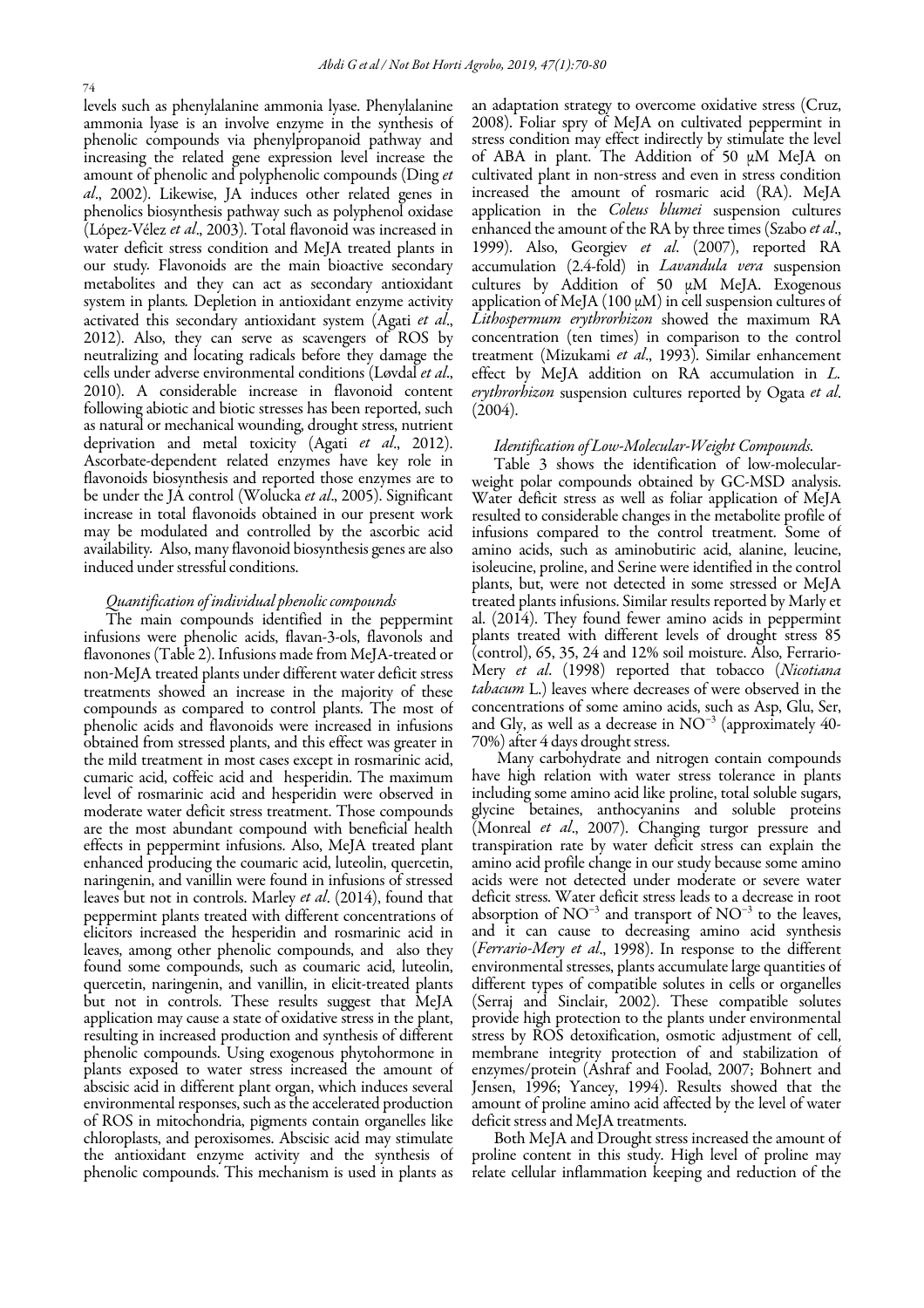levels such as phenylalanine ammonia lyase. Phenylalanine ammonia lyase is an involve enzyme in the synthesis of phenolic compounds via phenylpropanoid pathway and increasing the related gene expression level increase the amount of phenolic and polyphenolic compounds (Ding *et al*., 2002). Likewise, JA induces other related genes in phenolics biosynthesis pathway such as polyphenol oxidase (López-Vélez *et al*., 2003). Total flavonoid was increased in water deficit stress condition and MeJA treated plants in our study. Flavonoids are the main bioactive secondary metabolites and they can act as secondary antioxidant system in plants. Depletion in antioxidant enzyme activity activated this secondary antioxidant system (Agati *et al*., 2012). Also, they can serve as scavengers of ROS by neutralizing and locating radicals before they damage the cells under adverse environmental conditions (Løvdal *et al*., 2010). A considerable increase in flavonoid content following abiotic and biotic stresses has been reported, such as natural or mechanical wounding, drought stress, nutrient deprivation and metal toxicity (Agati *et al*., 2012). Ascorbate-dependent related enzymes have key role in flavonoids biosynthesis and reported those enzymes are to be under the JA control (Wolucka *et al*., 2005). Significant increase in total flavonoids obtained in our present work may be modulated and controlled by the ascorbic acid availability. Also, many flavonoid biosynthesis genes are also induced under stressful conditions.

### *Quantification of individual phenolic compounds*

The main compounds identified in the peppermint infusions were phenolic acids, flavan-3-ols, flavonols and flavonones (Table 2). Infusions made from MeJA-treated or non-MeJA treated plants under different water deficit stress treatments showed an increase in the majority of these compounds as compared to control plants. The most of phenolic acids and flavonoids were increased in infusions obtained from stressed plants, and this effect was greater in the mild treatment in most cases except in rosmarinic acid, cumaric acid, coffeic acid and hesperidin. The maximum level of rosmarinic acid and hesperidin were observed in moderate water deficit stress treatment. Those compounds are the most abundant compound with beneficial health effects in peppermint infusions. Also, MeJA treated plant enhanced producing the coumaric acid, luteolin, quercetin, naringenin, and vanillin were found in infusions of stressed leaves but not in controls. Marley *et al*. (2014), found that peppermint plants treated with different concentrations of elicitors increased the hesperidin and rosmarinic acid in leaves, among other phenolic compounds, and also they found some compounds, such as coumaric acid, luteolin, quercetin, naringenin, and vanillin, in elicit-treated plants but not in controls. These results suggest that MeJA application may cause a state of oxidative stress in the plant, resulting in increased production and synthesis of different phenolic compounds. Using exogenous phytohormone in plants exposed to water stress increased the amount of abscisic acid in different plant organ, which induces several environmental responses, such as the accelerated production of ROS in mitochondria, pigments contain organelles like chloroplasts, and peroxisomes. Abscisic acid may stimulate the antioxidant enzyme activity and the synthesis of phenolic compounds. This mechanism is used in plants as an adaptation strategy to overcome oxidative stress (Cruz, 2008). Foliar spry of MeJA on cultivated peppermint in stress condition may effect indirectly by stimulate the level of ABA in plant. The Addition of 50 µM MeJA on cultivated plant in non-stress and even in stress condition increased the amount of rosmaric acid (RA). MeJA application in the *Coleus blumei* suspension cultures enhanced the amount of the RA by three times (Szabo *et al*., 1999). Also, Georgiev *et al*. (2007), reported RA accumulation (2.4-fold) in *Lavandula vera* suspension cultures by Addition of 50 µM MeJA. Exogenous application of MeJA (100 µM) in cell suspension cultures of *Lithospermum erythrorhizon* showed the maximum RA concentration (ten times) in comparison to the control treatment (Mizukami *et al*., 1993). Similar enhancement effect by MeJA addition on RA accumulation in *L. erythrorhizon* suspension cultures reported by Ogata *et al*. (2004).

### *Identification of Low-Molecular-Weight Compounds.*

Table 3 shows the identification of low-molecular-weight polar compounds obtained by GC-MSD analysis. Water deficit stress as well as foliar application of MeJA resulted to considerable changes in the metabolite profile of infusions compared to the control treatment. Some of amino acids, such as aminobutiric acid, alanine, leucine, isoleucine, proline, and Serine were identified in the control plants, but, were not detected in some stressed or MeJA treated plants infusions. Similar results reported by Marly et al. (2014). They found fewer amino acids in peppermint plants treated with different levels of drought stress 85 (control), 65, 35, 24 and 12% soil moisture. Also, Ferrario-Mery *et al*. (1998) reported that tobacco (*Nicotiana tabacum* L.) leaves where decreases of were observed in the concentrations of some amino acids, such as Asp, Glu, Ser, and Gly, as well as a decrease in $NO^{-3}$ (approximately 40-70%) after 4 days drought stress.

Many carbohydrate and nitrogen contain compounds have high relation with water stress tolerance in plants including some amino acid like proline, total soluble sugars, glycine betaines, anthocyanins and soluble proteins (Monreal *et al*., 2007). Changing turgor pressure and transpiration rate by water deficit stress can explain the amino acid profile change in our study because some amino acids were not detected under moderate or severe water deficit stress. Water deficit stress leads to a decrease in root absorption of $NO^{-3}$ and transport of $NO^{-3}$ to the leaves, and it can cause to decreasing amino acid synthesis (*Ferrario-Mery et al*., 1998). In response to the different environmental stresses, plants accumulate large quantities of different types of compatible solutes in cells or organelles (Serraj and Sinclair, 2002). These compatible solutes provide high protection to the plants under environmental stress by ROS detoxification, osmotic adjustment of cell, membrane integrity protection of and stabilization of enzymes/protein (Ashraf and Foolad, 2007; Bohnert and Jensen, 1996; Yancey, 1994). Results showed that the amount of proline amino acid affected by the level of water deficit stress and MeJA treatments.

Both MeJA and Drought stress increased the amount of proline content in this study. High level of proline may relate cellular inflammation keeping and reduction of the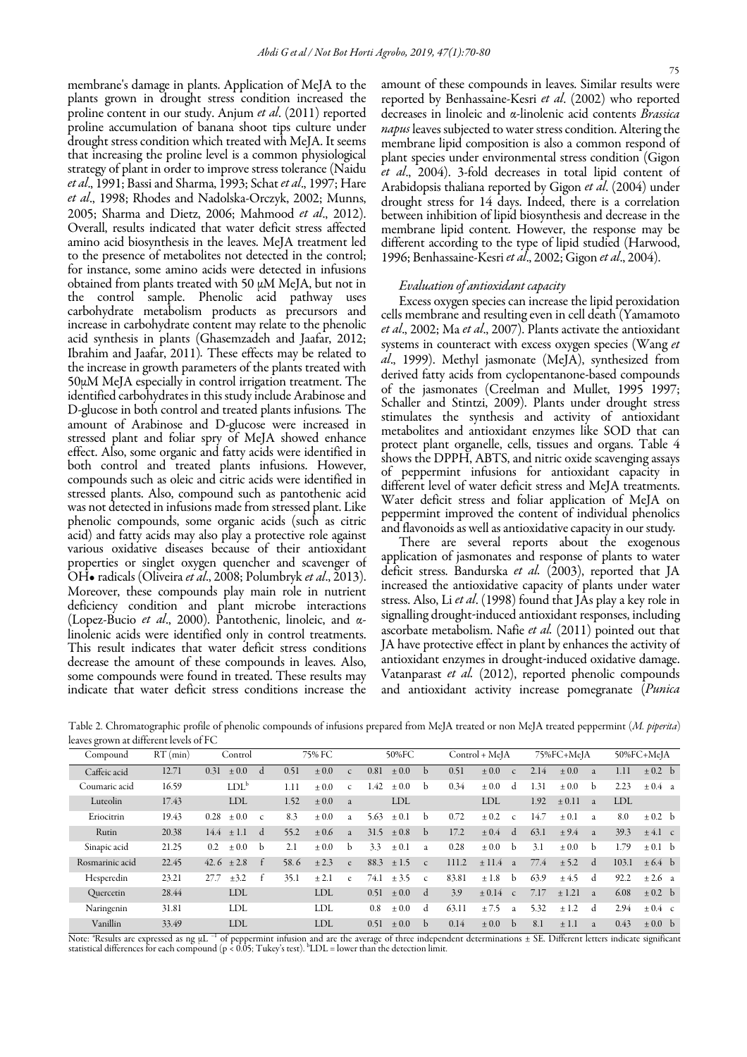membrane's damage in plants. Application of MeJA to the plants grown in drought stress condition increased the proline content in our study. Anjum *et al*. (2011) reported proline accumulation of banana shoot tips culture under drought stress condition which treated with MeJA. It seems that increasing the proline level is a common physiological strategy of plant in order to improve stress tolerance (Naidu *et al*., 1991; Bassi and Sharma, 1993; Schat *et al*., 1997; Hare *et al*., 1998; Rhodes and Nadolska-Orczyk, 2002; Munns, 2005; Sharma and Dietz, 2006; Mahmood *et al*., 2012). Overall, results indicated that water deficit stress affected amino acid biosynthesis in the leaves. MeJA treatment led to the presence of metabolites not detected in the control; for instance, some amino acids were detected in infusions obtained from plants treated with 50 μM MeJA, but not in the control sample. Phenolic acid pathway uses carbohydrate metabolism products as precursors and increase in carbohydrate content may relate to the phenolic acid synthesis in plants (Ghasemzadeh and Jaafar, 2012; Ibrahim and Jaafar, 2011). These effects may be related to the increase in growth parameters of the plants treated with 50μM MeJA especially in control irrigation treatment. The identified carbohydrates in this study include Arabinose and D-glucose in both control and treated plants infusions. The amount of Arabinose and D-glucose were increased in stressed plant and foliar spry of MeJA showed enhance effect. Also, some organic and fatty acids were identified in both control and treated plants infusions. However, compounds such as oleic and citric acids were identified in stressed plants. Also, compound such as pantothenic acid was not detected in infusions made from stressed plant. Like phenolic compounds, some organic acids (such as citric acid) and fatty acids may also play a protective role against various oxidative diseases because of their antioxidant properties or singlet oxygen quencher and scavenger of OH• radicals (Oliveira *et al*., 2008; Polumbryk *et al*., 2013). Moreover, these compounds play main role in nutrient deficiency condition and plant microbe interactions (Lopez-Bucio *et al*., 2000). Pantothenic, linoleic, and α-linolenic acids were identified only in control treatments. This result indicates that water deficit stress conditions decrease the amount of these compounds in leaves. Also, some compounds were found in treated. These results may indicate that water deficit stress conditions increase the amount of these compounds in leaves. Similar results were reported by Benhassaine-Kesri *et al*. (2002) who reported decreases in linoleic and α-linolenic acid contents *Brassica napus* leaves subjected to water stress condition. Altering the membrane lipid composition is also a common respond of plant species under environmental stress condition (Gigon *et al*., 2004). 3-fold decreases in total lipid content of Arabidopsis thaliana reported by Gigon *et al*. (2004) under drought stress for 14 days. Indeed, there is a correlation between inhibition of lipid biosynthesis and decrease in the membrane lipid content. However, the response may be different according to the type of lipid studied (Harwood, 1996; Benhassaine-Kesri *et al*., 2002; Gigon *et al*., 2004).

### *Evaluation of antioxidant capacity*

Excess oxygen species can increase the lipid peroxidation cells membrane and resulting even in cell death (Yamamoto *et al*., 2002; Ma *et al*., 2007). Plants activate the antioxidant systems in counteract with excess oxygen species (Wang *et al*., 1999). Methyl jasmonate (MeJA), synthesized from derived fatty acids from cyclopentanone-based compounds of the jasmonates (Creelman and Mullet, 1995 1997; Schaller and Stintzi, 2009). Plants under drought stress stimulates the synthesis and activity of antioxidant metabolites and antioxidant enzymes like SOD that can protect plant organelle, cells, tissues and organs. Table 4 shows the DPPH, ABTS, and nitric oxide scavenging assays of peppermint infusions for antioxidant capacity in different level of water deficit stress and MeJA treatments. Water deficit stress and foliar application of MeJA on peppermint improved the content of individual phenolics and flavonoids as well as antioxidative capacity in our study.

There are several reports about the exogenous application of jasmonates and response of plants to water deficit stress. Bandurska *et al.* (2003), reported that JA increased the antioxidative capacity of plants under water stress. Also, Li *et al*. (1998) found that JAs play a key role in signalling drought-induced antioxidant responses, including ascorbate metabolism. Nafie *et al.* (2011) pointed out that JA have protective effect in plant by enhances the activity of antioxidant enzymes in drought-induced oxidative damage. Vatanparast *et al.* (2012), reported phenolic compounds and antioxidant activity increase pomegranate (*Punica*

Table 2. Chromatographic profile of phenolic compounds of infusions prepared from MeJA treated or non MeJA treated peppermint (*M. piperita*) leaves grown at different levels of FC

| Compound | RT (min) | Control | 75% FC | 50%FC | Control + MeJA | 75%FC+MeJA | 50%FC+MeJA |
|---|---|---|---|---|---|---|---|
| Caffeic acid | 12.71 | 0.31 ± 0.0 d | 0.51 ± 0.0 c | 0.81 ± 0.0 b | 0.51 ± 0.0 c | 2.14 ± 0.0 a | 1.11 ± 0.2 b |
| Coumaric acid | 16.59 | LDL[b] | 1.11 ± 0.0 c | 1.42 ± 0.0 b | 0.34 ± 0.0 d | 1.31 ± 0.0 b | 2.23 ± 0.4 a |
| Luteolin | 17.43 | LDL | 1.52 ± 0.0 a | LDL | LDL | 1.92 ± 0.11 a | LDL |
| Eriocitrin | 19.43 | 0.28 ± 0.0 c | 8.3 ± 0.0 a | 5.63 ± 0.1 b | 0.72 ± 0.2 c | 14.7 ± 0.1 a | 8.0 ± 0.2 b |
| Rutin | 20.38 | 14.4 ± 1.1 d | 55.2 ± 0.6 a | 31.5 ± 0.8 b | 17.2 ± 0.4 d | 63.1 ± 9.4 a | 39.3 ± 4.1 c |
| Sinapic acid | 21.25 | 0.2 ± 0.0 b | 2.1 ± 0.0 b | 3.3 ± 0.1 a | 0.28 ± 0.0 b | 3.1 ± 0.0 b | 1.79 ± 0.1 b |
| Rosmarinic acid | 22.45 | 42.6 ± 2.8 f | 58.6 ± 2.3 e | 88.3 ± 1.5 c | 111.2 ± 11.4 a | 77.4 ± 5.2 d | 103.1 ± 6.4 b |
| Hesperedin | 23.21 | 27.7 ±3.2 f | 35.1 ± 2.1 e | 74.1 ± 3.5 c | 83.81 ± 1.8 b | 63.9 ± 4.5 d | 92.2 ± 2.6 a |
| Quercetin | 28.44 | LDL | LDL | 0.51 ± 0.0 d | 3.9 ± 0.14 c | 7.17 ± 1.21 a | 6.08 ± 0.2 b |
| Naringenin | 31.81 | LDL | LDL | 0.8 ± 0.0 d | 63.11 ± 7.5 a | 5.32 ± 1.2 d | 2.94 ± 0.4 c |
| Vanillin | 33.49 | LDL | LDL | 0.51 ± 0.0 b | 0.14 ± 0.0 b | 8.1 ± 1.1 a | 0.43 ± 0.0 b |

Note: [a]Results are expressed as ng μL $^{-1}$ of peppermint infusion and are the average of three independent determinations ± SE. Different letters indicate significant statistical differences for each compound ($p < 0.05$; Tukey's test). [b]LDL = lower than the detection limit.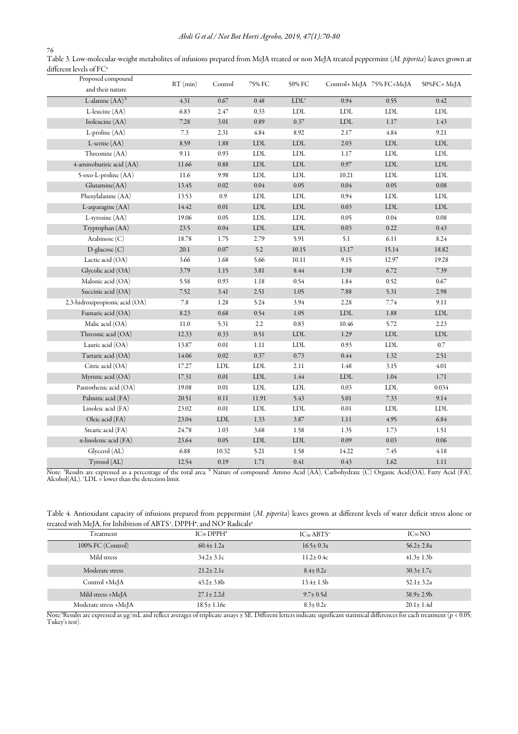Table 3. Low-molecular-weight metabolites of infusions prepared from MeJA treated or non MeJA treated peppermint (*M. piperita*) leaves grown at different levels of FC[a]

| Proposed compound and their nature | RT (min) | Control | 75% FC | 50% FC | Control+ MeJA | 75% FC+MeJA | 50%FC+ MeJA |
|---|---|---|---|---|---|---|---|
| L-alanine (AA)[b] | 4.31 | 0.67 | 0.48 | LDL[c] | 0.94 | 0.55 | 0.42 |
| L-leucine (AA) | 6.83 | 2.47 | 0.33 | LDL | LDL | LDL | LDL |
| Isoleucine (AA) | 7.28 | 3.01 | 0.89 | 0.37 | LDL | 1.17 | 1.43 |
| L-proline (AA) | 7.3 | 2.31 | 4.84 | 8.92 | 2.17 | 4.84 | 9.21 |
| L-serine (AA) | 8.59 | 1.88 | LDL | LDL | 2.03 | LDL | LDL |
| Threonine (AA) | 9.11 | 0.93 | LDL | LDL | 1.17 | LDL | LDL |
| 4-aminobutiric acid (AA) | 11.66 | 0.88 | LDL | LDL | 0.97 | LDL | LDL |
| 5-oxo-L-proline (AA) | 11.6 | 9.98 | LDL | LDL | 10.21 | LDL | LDL |
| Glutamine(AA) | 13.45 | 0.02 | 0.04 | 0.05 | 0.04 | 0.05 | 0.08 |
| Phenylalanine (AA) | 13.53 | 0.9 | LDL | LDL | 0.94 | LDL | LDL |
| L-asparagine (AA) | 14.42 | 0.01 | LDL | LDL | 0.03 | LDL | LDL |
| L-tyrosine (AA) | 19.06 | 0.05 | LDL | LDL | 0.05 | 0.04 | 0.08 |
| Tryptophan (AA) | 23.5 | 0.04 | LDL | LDL | 0.03 | 0.22 | 0.43 |
| Arabinose (C) | 18.78 | 1.75 | 2.79 | 5.91 | 5.1 | 6.11 | 8.24 |
| D-glucose (C) | 20.1 | 0.07 | 5.2 | 10.15 | 13.17 | 15.14 | 18.82 |
| Lactic acid (OA) | 3.66 | 1.68 | 5.66 | 10.11 | 9.15 | 12.97 | 19.28 |
| Glycolic acid (OA) | 3.79 | 1.15 | 3.81 | 8.44 | 1.38 | 6.72 | 7.39 |
| Malonic acid (OA) | 5.58 | 0.93 | 1.18 | 0.54 | 1.84 | 0.52 | 0.67 |
| Succinic acid (OA) | 7.52 | 3.41 | 2.51 | 1.05 | 7.88 | 5.31 | 2.98 |
| 2,3-hidroxipropionic acid (OA) | 7.8 | 1.28 | 5.24 | 3.94 | 2.28 | 7.74 | 9.11 |
| Fumaric acid (OA) | 8.23 | 0.68 | 0.54 | 1.05 | LDL | 1.88 | LDL |
| Malic acid (OA) | 11.0 | 5.31 | 2.2 | 0.83 | 10.46 | 5.72 | 2.23 |
| Threonic acid (OA) | 12.33 | 0.33 | 0.51 | LDL | 1.29 | LDL | LDL |
| Lauric acid (OA) | 13.87 | 0.01 | 1.11 | LDL | 0.93 | LDL | 0.7 |
| Tartaric acid (OA) | 14.06 | 0.02 | 0.37 | 0.73 | 0.44 | 1.32 | 2.51 |
| Citric acid (OA) | 17.27 | LDL | LDL | 2.11 | 1.48 | 3.15 | 4.01 |
| Myristic acid (OA) | 17.31 | 0.01 | LDL | 1.44 | LDL | 1.04 | 1.71 |
| Pantothenic acid (OA) | 19.08 | 0.01 | LDL | LDL | 0.03 | LDL | 0.034 |
| Palmitic acid (FA) | 20.51 | 0.11 | 11.91 | 5.43 | 5.01 | 7.33 | 9.14 |
| Linoleic acid (FA) | 23.02 | 0.01 | LDL | LDL | 0.01 | LDL | LDL |
| Oleic acid (FA) | 23.04 | LDL | 1.33 | 3.87 | 1.11 | 4.95 | 6.84 |
| Stearic acid (FA) | 24.78 | 1.03 | 3.68 | 1.58 | 1.35 | 1.73 | 1.51 |
| α-linolenic acid (FA) | 23.64 | 0.05 | LDL | LDL | 0.09 | 0.03 | 0.06 |
| Glycerol (AL) | 6.88 | 10.32 | 5.21 | 1.58 | 14.22 | 7.45 | 4.18 |
| Tyrosol (AL) | 12.54 | 0.19 | 1.71 | 0.41 | 0.43 | 1.62 | 1.11 |

Note: [a]Results are expressed as a percentage of the total area. [b] Nature of compound: Amino Acid (AA), Carbohydrate (C) Organic Acid(OA), Fatty Acid (FA), Alcohol(AL). [c]LDL = lower than the detection limit.

Table 4. Antioxidant capacity of infusions prepared from peppermint (*M. piperita*) leaves grown at different levels of water deficit stress alone or treated with MeJA, for Inhibition of $ABTS^+$, $DPPH^•$, and $NO^•$ Radicals[a]

| Treatment | $IC_{50}$ $DPPH^•$ | $IC_{50}$ $ABTS^+$ | $IC_{50}$ NO |
|---|---|---|---|
| 100% FC (Control) | 60.4± 1.2a | 16.5± 0.3a | 56.2± 2.8a |
| Mild stress | 34.2± 3.1c | 11.2± 0.4c | 41.3± 1.3b |
| Moderate stress | 21.2± 2.1e | 8.4± 0.2e | 30.3± 1.7c |
| Control +MeJA | 43.2± 3.8b | 13.4± 1.5b | 52.1± 3.2a |
| Mild stress +MeJA | 27.1± 2.2d | 9.7± 0.5d | 38.9± 2.9b |
| Moderate stress +MeJA | 18.5± 1.16e | 8.3± 0.2e | 20.1± 1.4d |

Note:[a]Results are expressed as μg/mL and reflect averages of triplicate assays ± SE. Different letters indicate significant statistical differences for each treatment ($p < 0.05$; Tukey's test).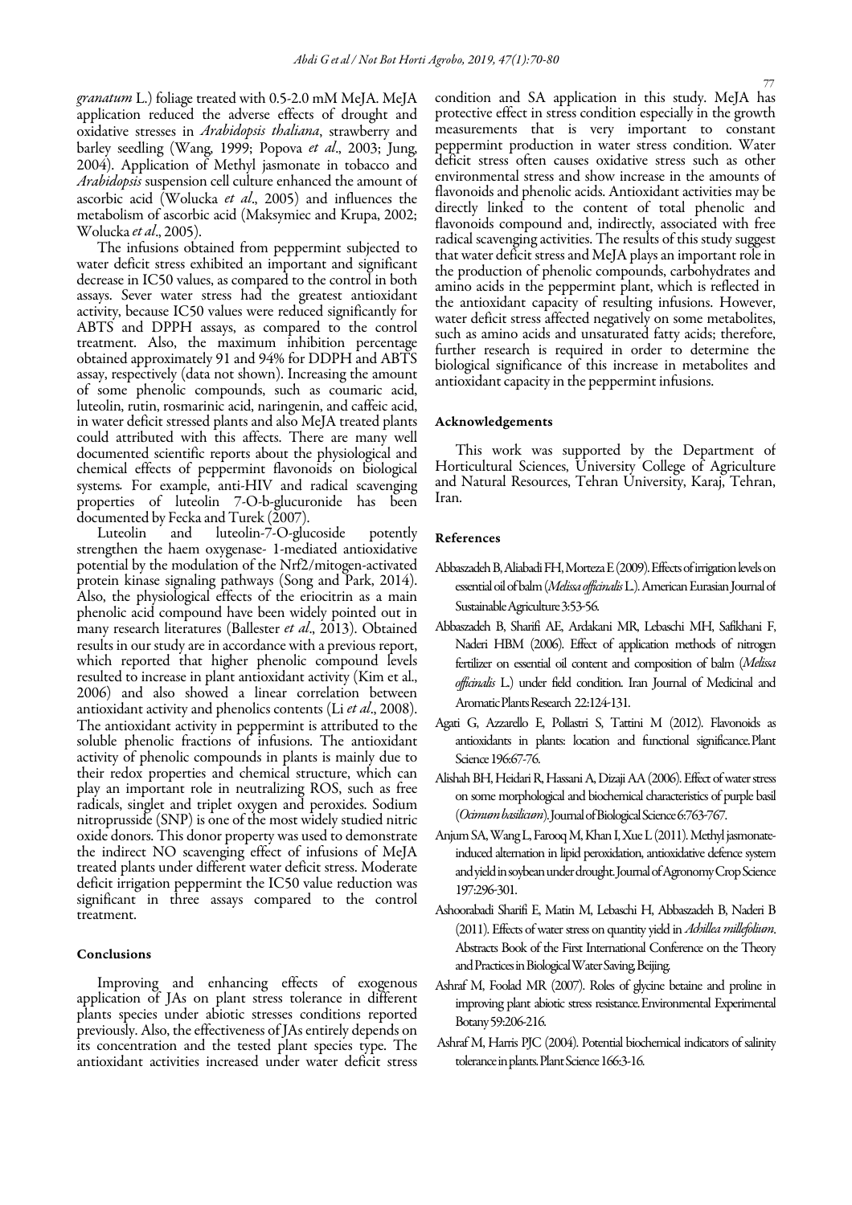*granatum* L.) foliage treated with 0.5-2.0 mM MeJA. MeJA application reduced the adverse effects of drought and oxidative stresses in *Arabidopsis thaliana*, strawberry and barley seedling (Wang, 1999; Popova *et al*., 2003; Jung, 2004). Application of Methyl jasmonate in tobacco and *Arabidopsis* suspension cell culture enhanced the amount of ascorbic acid (Wolucka *et al*., 2005) and influences the metabolism of ascorbic acid (Maksymiec and Krupa, 2002; Wolucka *et al*., 2005).

The infusions obtained from peppermint subjected to water deficit stress exhibited an important and significant decrease in IC50 values, as compared to the control in both assays. Sever water stress had the greatest antioxidant activity, because IC50 values were reduced significantly for ABTS and DPPH assays, as compared to the control treatment. Also, the maximum inhibition percentage obtained approximately 91 and 94% for DDPH and ABTS assay, respectively (data not shown). Increasing the amount of some phenolic compounds, such as coumaric acid, luteolin, rutin, rosmarinic acid, naringenin, and caffeic acid, in water deficit stressed plants and also MeJA treated plants could attributed with this affects. There are many well documented scientific reports about the physiological and chemical effects of peppermint flavonoids on biological systems. For example, anti-HIV and radical scavenging properties of luteolin 7-O-b-glucuronide has been documented by Fecka and Turek (2007).

Luteolin and luteolin-7-O-glucoside potently strengthen the haem oxygenase- 1-mediated antioxidative potential by the modulation of the Nrf2/mitogen-activated protein kinase signaling pathways (Song and Park, 2014). Also, the physiological effects of the eriocitrin as a main phenolic acid compound have been widely pointed out in many research literatures (Ballester *et al*., 2013). Obtained results in our study are in accordance with a previous report, which reported that higher phenolic compound levels resulted to increase in plant antioxidant activity (Kim et al., 2006) and also showed a linear correlation between antioxidant activity and phenolics contents (Li *et al*., 2008). The antioxidant activity in peppermint is attributed to the soluble phenolic fractions of infusions. The antioxidant activity of phenolic compounds in plants is mainly due to their redox properties and chemical structure, which can play an important role in neutralizing ROS, such as free radicals, singlet and triplet oxygen and peroxides. Sodium nitroprusside (SNP) is one of the most widely studied nitric oxide donors. This donor property was used to demonstrate the indirect NO scavenging effect of infusions of MeJA treated plants under different water deficit stress. Moderate deficit irrigation peppermint the IC50 value reduction was significant in three assays compared to the control treatment.

## Conclusions

Improving and enhancing effects of exogenous application of JAs on plant stress tolerance in different plants species under abiotic stresses conditions reported previously. Also, the effectiveness of JAs entirely depends on its concentration and the tested plant species type. The antioxidant activities increased under water deficit stress condition and SA application in this study. MeJA has protective effect in stress condition especially in the growth measurements that is very important to constant peppermint production in water stress condition. Water deficit stress often causes oxidative stress such as other environmental stress and show increase in the amounts of flavonoids and phenolic acids. Antioxidant activities may be directly linked to the content of total phenolic and flavonoids compound and, indirectly, associated with free radical scavenging activities. The results of this study suggest that water deficit stress and MeJA plays an important role in the production of phenolic compounds, carbohydrates and amino acids in the peppermint plant, which is reflected in the antioxidant capacity of resulting infusions. However, water deficit stress affected negatively on some metabolites, such as amino acids and unsaturated fatty acids; therefore, further research is required in order to determine the biological significance of this increase in metabolites and antioxidant capacity in the peppermint infusions.

## Acknowledgements

This work was supported by the Department of Horticultural Sciences, University College of Agriculture and Natural Resources, Tehran University, Karaj, Tehran, Iran.

## References

Abbaszadeh B, Aliabadi FH, Morteza E (2009). Effects of irrigation levels on essential oil of balm (*Melissa officinalis* L.). American Eurasian Journal of Sustainable Agriculture 3:53-56.

Abbaszadeh B, Sharifi AE, Ardakani MR, Lebaschi MH, Safikhani F, Naderi HBM (2006). Effect of application methods of nitrogen fertilizer on essential oil content and composition of balm (*Melissa officinalis* L.) under field condition. Iran Journal of Medicinal and Aromatic Plants Research 22:124-131.

Agati G, Azzarello E, Pollastri S, Tattini M (2012). Flavonoids as antioxidants in plants: location and functional significance. Plant Science 196:67-76.

Alishah BH, Heidari R, Hassani A, Dizaji AA (2006). Effect of water stress on some morphological and biochemical characteristics of purple basil (*Ocimum basilicum*). Journal of Biological Science 6:763-767.

Anjum SA, Wang L, Farooq M, Khan I, Xue L (2011). Methyl jasmonate-induced alternation in lipid peroxidation, antioxidative defence system and yield in soybean under drought. Journal of Agronomy Crop Science 197:296-301.

Ashoorabadi Sharifi E, Matin M, Lebaschi H, Abbaszadeh B, Naderi B (2011). Effects of water stress on quantity yield in *Achillea millefolium*. Abstracts Book of the First International Conference on the Theory and Practices in Biological Water Saving, Beijing.

Ashraf M, Foolad MR (2007). Roles of glycine betaine and proline in improving plant abiotic stress resistance. Environmental Experimental Botany 59:206-216.

Ashraf M, Harris PJC (2004). Potential biochemical indicators of salinity tolerance in plants. Plant Science 166:3-16.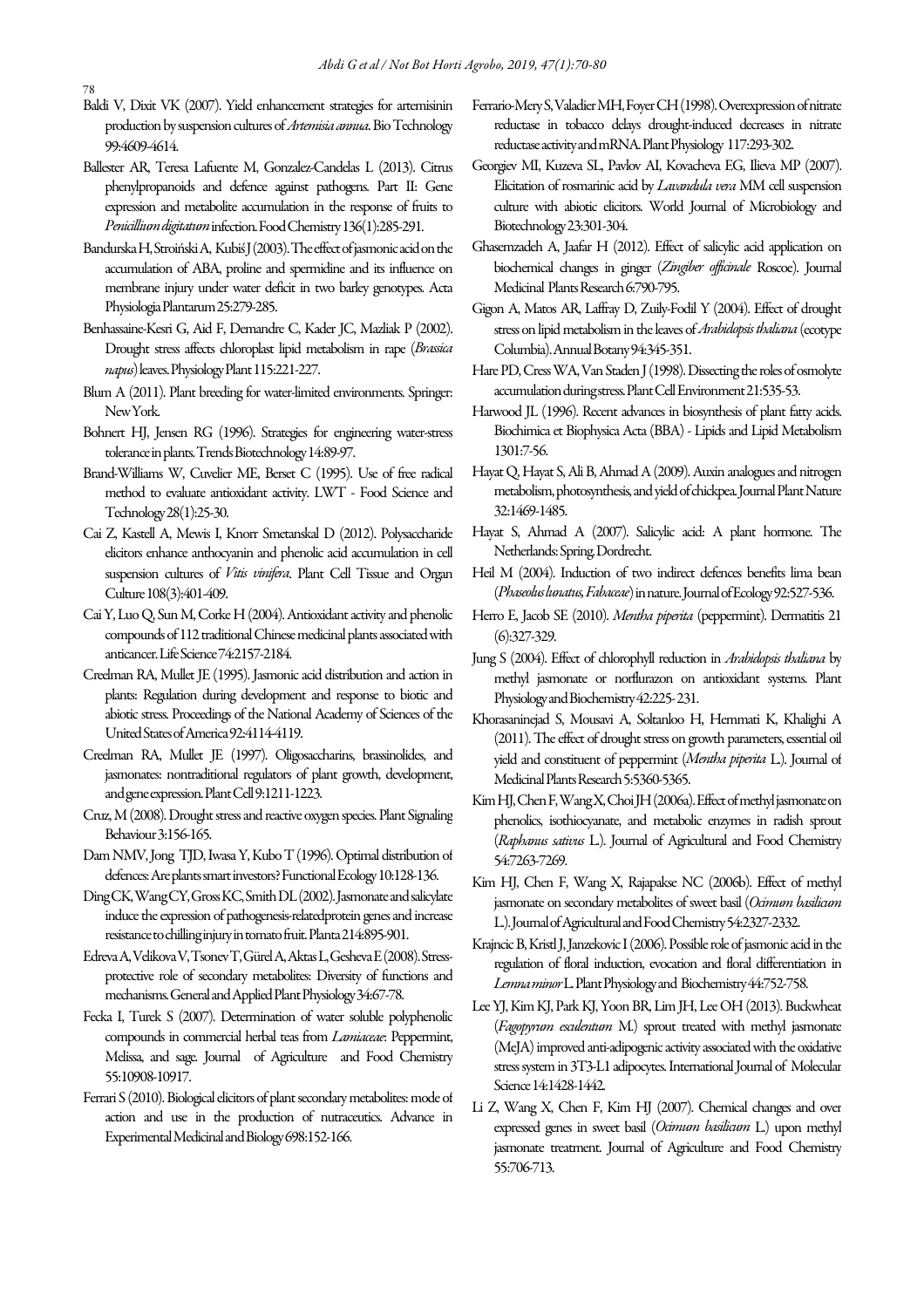Baldi V, Dixit VK (2007). Yield enhancement strategies for artemisinin production by suspension cultures of *Artemisia annua*. Bio Technology 99:4609-4614.

Ballester AR, Teresa Lafuente M, Gonzalez-Candelas L (2013). Citrus phenylpropanoids and defence against pathogens. Part II: Gene expression and metabolite accumulation in the response of fruits to *Penicillium digitatum* infection. Food Chemistry 136(1):285-291.

Bandurska H, Stroiński A, Kubiś J (2003). The effect of jasmonic acid on the accumulation of ABA, proline and spermidine and its influence on membrane injury under water deficit in two barley genotypes. Acta Physiologia Plantarum 25:279-285.

Benhassaine-Kesri G, Aid F, Demandre C, Kader JC, Mazliak P (2002). Drought stress affects chloroplast lipid metabolism in rape (*Brassica napus*) leaves. Physiology Plant 115:221-227.

Blum A (2011). Plant breeding for water-limited environments. Springer: New York.

Bohnert HJ, Jensen RG (1996). Strategies for engineering water-stress tolerance in plants. Trends Biotechnology 14:89-97.

Brand-Williams W, Cuvelier ME, Berset C (1995). Use of free radical method to evaluate antioxidant activity. LWT - Food Science and Technology 28(1):25-30.

Cai Z, Kastell A, Mewis I, Knorr Smetanskal D (2012). Polysaccharide elicitors enhance anthocyanin and phenolic acid accumulation in cell suspension cultures of *Vitis vinifera*. Plant Cell Tissue and Organ Culture 108(3):401-409.

Cai Y, Luo Q, Sun M, Corke H (2004). Antioxidant activity and phenolic compounds of 112 traditional Chinese medicinal plants associated with anticancer. Life Science 74:2157-2184.

Creelman RA, Mullet JE (1995). Jasmonic acid distribution and action in plants: Regulation during development and response to biotic and abiotic stress. Proceedings of the National Academy of Sciences of the United States of America 92:4114-4119.

Creelman RA, Mullet JE (1997). Oligosaccharins, brassinolides, and jasmonates: nontraditional regulators of plant growth, development, and gene expression. Plant Cell 9:1211-1223.

Cruz, M (2008). Drought stress and reactive oxygen species. Plant Signaling Behaviour 3:156-165.

Dam NMV, Jong TJD, Iwasa Y, Kubo T (1996). Optimal distribution of defences: Are plants smart investors? Functional Ecology 10:128-136.

Ding CK, Wang CY, Gross KC, Smith DL (2002). Jasmonate and salicylate induce the expression of pathogenesis-relatedprotein genes and increase resistance to chilling injury in tomato fruit. Planta 214:895-901.

Edreva A, Velikova V, Tsonev T, Gürel A, Aktas L, Gesheva E (2008). Stress-protective role of secondary metabolites: Diversity of functions and mechanisms. General and Applied Plant Physiology 34:67-78.

Fecka I, Turek S (2007). Determination of water soluble polyphenolic compounds in commercial herbal teas from *Lamiaceae*: Peppermint, Melissa, and sage. Journal of Agriculture and Food Chemistry 55:10908-10917.

Ferrari S (2010). Biological elicitors of plant secondary metabolites: mode of action and use in the production of nutraceutics. Advance in Experimental Medicinal and Biology 698:152-166.

Ferrario-Mery S, Valadier MH, Foyer CH (1998). Overexpression of nitrate reductase in tobacco delays drought-induced decreases in nitrate reductase activity and mRNA. Plant Physiology 117:293-302.

Georgiev MI, Kuzeva SL, Pavlov AI, Kovacheva EG, Ilieva MP (2007). Elicitation of rosmarinic acid by *Lavandula vera* MM cell suspension culture with abiotic elicitors. World Journal of Microbiology and Biotechnology 23:301-304.

Ghasemzadeh A, Jaafar H (2012). Effect of salicylic acid application on biochemical changes in ginger (*Zingiber officinale* Roscoe). Journal Medicinal Plants Research 6:790-795.

Gigon A, Matos AR, Laffray D, Zuily-Fodil Y (2004). Effect of drought stress on lipid metabolism in the leaves of *Arabidopsis thaliana* (ecotype Columbia). Annual Botany 94:345-351.

Hare PD, Cress WA, Van Staden J (1998). Dissecting the roles of osmolyte accumulation during stress. Plant Cell Environment 21:535-53.

Harwood JL (1996). Recent advances in biosynthesis of plant fatty acids. Biochimica et Biophysica Acta (BBA) - Lipids and Lipid Metabolism 1301:7-56.

Hayat Q, Hayat S, Ali B, Ahmad A (2009). Auxin analogues and nitrogen metabolism, photosynthesis, and yield of chickpea. Journal Plant Nature 32:1469-1485.

Hayat S, Ahmad A (2007). Salicylic acid: A plant hormone. The Netherlands: Spring, Dordrecht.

Heil M (2004). Induction of two indirect defences benefits lima bean (*Phaseolus lunatus*, *Fabaceae*) in nature. Journal of Ecology 92:527-536.

Herro E, Jacob SE (2010). *Mentha piperita* (peppermint). Dermatitis 21 (6):327-329.

Jung S (2004). Effect of chlorophyll reduction in *Arabidopsis thaliana* by methyl jasmonate or norflurazon on antioxidant systems. Plant Physiology and Biochemistry 42:225- 231.

Khorasaninejad S, Mousavi A, Soltanloo H, Hemmati K, Khalighi A (2011). The effect of drought stress on growth parameters, essential oil yield and constituent of peppermint (*Mentha piperita* L.). Journal of Medicinal Plants Research 5:5360-5365.

Kim HJ, Chen F, Wang X, Choi JH (2006a). Effect of methyl jasmonate on phenolics, isothiocyanate, and metabolic enzymes in radish sprout (*Raphanus sativus* L.). Journal of Agricultural and Food Chemistry 54:7263-7269.

Kim HJ, Chen F, Wang X, Rajapakse NC (2006b). Effect of methyl jasmonate on secondary metabolites of sweet basil (*Ocimum basilicum* L.). Journal of Agricultural and Food Chemistry 54:2327-2332.

Krajncic B, Kristl J, Janzekovic I (2006). Possible role of jasmonic acid in the regulation of floral induction, evocation and floral differentiation in *Lemna minor* L. Plant Physiology and Biochemistry 44:752-758.

Lee YJ, Kim KJ, Park KJ, Yoon BR, Lim JH, Lee OH (2013). Buckwheat (*Fagopyrum esculentum* M.) sprout treated with methyl jasmonate (MeJA) improved anti-adipogenic activity associated with the oxidative stress system in 3T3-L1 adipocytes. International Journal of Molecular Science 14:1428-1442.

Li Z, Wang X, Chen F, Kim HJ (2007). Chemical changes and over expressed genes in sweet basil (*Ocimum basilicum* L.) upon methyl jasmonate treatment. Journal of Agriculture and Food Chemistry 55:706-713.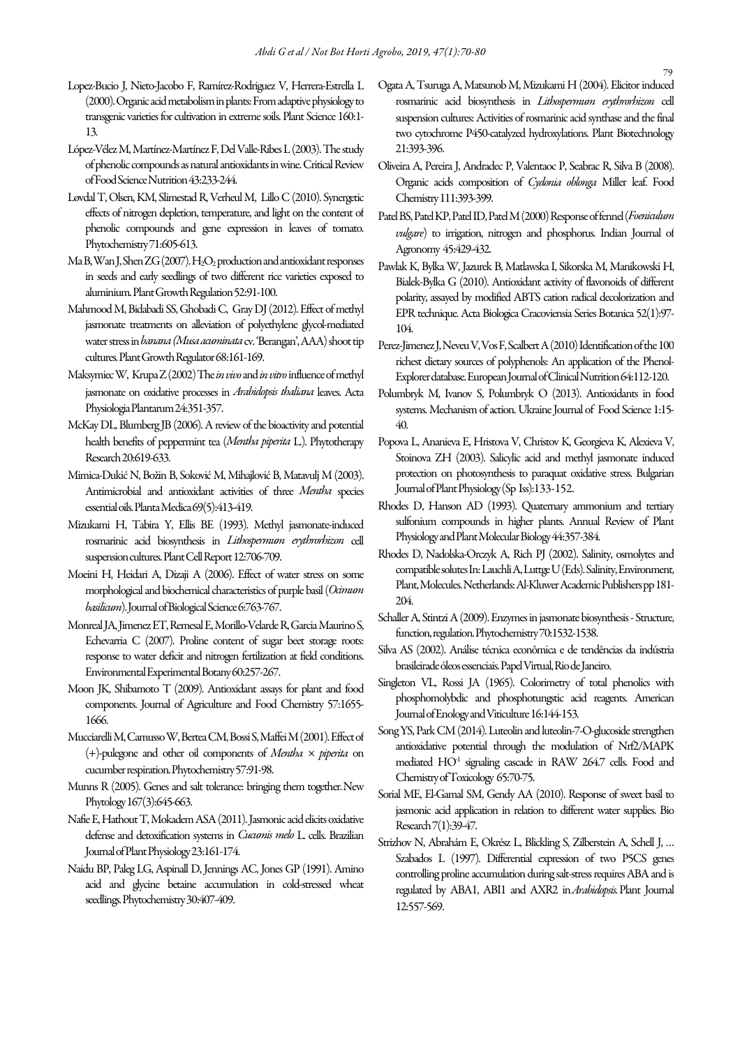Lopez-Bucio J, Nieto-Jacobo F, Ramírez-Rodriguez V, Herrera-Estrella L (2000). Organic acid metabolism in plants: From adaptive physiology to transgenic varieties for cultivation in extreme soils. Plant Science 160:1-13.

López-Vélez M, Martínez-Martínez F, Del Valle-Ribes L (2003). The study of phenolic compounds as natural antioxidants in wine. Critical Review of Food Science Nutrition 43:233-244.

Løvdal T, Olsen, KM, Slimestad R, Verheul M, Lillo C (2010). Synergetic effects of nitrogen depletion, temperature, and light on the content of phenolic compounds and gene expression in leaves of tomato. Phytochemistry 71:605-613.

Ma B, Wan J, Shen ZG (2007). $H_2O_2$ production and antioxidant responses in seeds and early seedlings of two different rice varieties exposed to aluminium. Plant Growth Regulation 52:91-100.

Mahmood M, Bidabadi SS, Ghobadi C, Gray DJ (2012). Effect of methyl jasmonate treatments on alleviation of polyethylene glycol-mediated water stress in *banana (Musa acuminata* cv. 'Berangan', AAA) shoot tip cultures. Plant Growth Regulator 68:161-169.

Maksymiec W, Krupa Z (2002) The *in vivo* and *in vitro* influence of methyl jasmonate on oxidative processes in *Arabidopsis thaliana* leaves. Acta Physiologia Plantarum 24:351-357.

McKay DL, Blumberg JB (2006). A review of the bioactivity and potential health benefits of peppermint tea (*Mentha piperita* L.). Phytotherapy Research 20:619-633.

Mimica-Dukić N, Božin B, Soković M, Mihajlović B, Matavulj M (2003). Antimicrobial and antioxidant activities of three *Mentha* species essential oils. Planta Medica 69(5):413-419.

Mizukami H, Tabira Y, Ellis BE (1993). Methyl jasmonate-induced rosmarinic acid biosynthesis in *Lithospermum erythrorhizon* cell suspension cultures. Plant Cell Report 12:706-709.

Moeini H, Heidari A, Dizaji A (2006). Effect of water stress on some morphological and biochemical characteristics of purple basil (*Ocimum basilicum*). Journal of Biological Science 6:763-767.

Monreal JA, Jimenez ET, Remesal E, Morillo-Velarde R, Garcia Maurino S, Echevarria C (2007). Proline content of sugar beet storage roots: response to water deficit and nitrogen fertilization at field conditions. Environmental Experimental Botany 60:257-267.

Moon JK, Shibamoto T (2009). Antioxidant assays for plant and food components. Journal of Agriculture and Food Chemistry 57:1655-1666.

Mucciarelli M, Camusso W, Bertea CM, Bossi S, Maffei M (2001). Effect of (+)-pulegone and other oil components of *Mentha* × *piperita* on cucumber respiration. Phytochemistry 57:91-98.

Munns R (2005). Genes and salt tolerance: bringing them together. New Phytology 167(3):645-663.

Nafie E, Hathout T, Mokadem ASA (2011). Jasmonic acid elicits oxidative defense and detoxification systems in *Cucumis melo* L. cells. Brazilian Journal of Plant Physiology 23:161-174.

Naidu BP, Paleg LG, Aspinall D, Jennings AC, Jones GP (1991). Amino acid and glycine betaine accumulation in cold-stressed wheat seedlings. Phytochemistry 30:407-409.

Ogata A, Tsuruga A, Matsunob M, Mizukami H (2004). Elicitor induced rosmarinic acid biosynthesis in *Lithospermum erythrorhizon* cell suspension cultures: Activities of rosmarinic acid synthase and the final two cytochrome P450-catalyzed hydroxylations. Plant Biotechnology 21:393-396.

Oliveira A, Pereira J, Andradec P, Valentaoc P, Seabrac R, Silva B (2008). Organic acids composition of *Cydonia oblonga* Miller leaf. Food Chemistry 111:393-399.

Patel BS, Patel KP, Patel ID, Patel M (2000) Response of fennel (*Foeniculum vulgare*) to irrigation, nitrogen and phosphorus. Indian Journal of Agronomy 45:429-432.

Pawlak K, Bylka W, Jazurek B, Matlawska I, Sikorska M, Manikowski H, Bialek-Bylka G (2010). Antioxidant activity of flavonoids of different polarity, assayed by modified ABTS cation radical decolorization and EPR technique. Acta Biologica Cracoviensia Series Botanica 52(1):97-104.

Perez-Jimenez J, Neveu V, Vos F, Scalbert A (2010) Identification of the 100 richest dietary sources of polyphenols: An application of the Phenol-Explorer database. European Journal of Clinical Nutrition 64:112-120.

Polumbryk M, Ivanov S, Polumbryk O (2013). Antioxidants in food systems. Mechanism of action. Ukraine Journal of Food Science 1:15-40.

Popova L, Ananieva E, Hristova V, Christov K, Georgieva K, Alexieva V, Stoinova ZH (2003). Salicylic acid and methyl jasmonate induced protection on photosynthesis to paraquat oxidative stress. Bulgarian Journal of Plant Physiology (Sp Iss):133-152.

Rhodes D, Hanson AD (1993). Quaternary ammonium and tertiary sulfonium compounds in higher plants. Annual Review of Plant Physiology and Plant Molecular Biology 44:357-384.

Rhodes D, Nadolska-Orczyk A, Rich PJ (2002). Salinity, osmolytes and compatible solutes In: Lauchli A, Luttge U (Eds). Salinity, Environment, Plant, Molecules. Netherlands: Al-Kluwer Academic Publishers pp 181-204.

Schaller A, Stintzi A (2009). Enzymes in jasmonate biosynthesis - Structure, function, regulation. Phytochemistry 70:1532-1538.

Silva AS (2002). Análise técnica econômica e de tendências da indústria brasileirade óleos essenciais. Papel Virtual, Rio de Janeiro.

Singleton VL, Rossi JA (1965). Colorimetry of total phenolics with phosphomolybdic and phosphotungstic acid reagents. American Journal of Enology and Viticulture 16:144-153.

Song YS, Park CM (2014). Luteolin and luteolin-7-O-glucoside strengthen antioxidative potential through the modulation of Nrf2/MAPK mediated HO-1 signaling cascade in RAW 264.7 cells. Food and Chemistry of Toxicology 65:70-75.

Sorial ME, El-Gamal SM, Gendy AA (2010). Response of sweet basil to jasmonic acid application in relation to different water supplies. Bio Research 7(1):39-47.

Strizhov N, Abrahám E, Okrész L, Blickling S, Zilberstein A, Schell J, … Szabados L (1997). Differential expression of two P5CS genes controlling proline accumulation during salt-stress requires ABA and is regulated by ABA1, ABI1 and AXR2 in *Arabidopsis*. Plant Journal 12:557-569.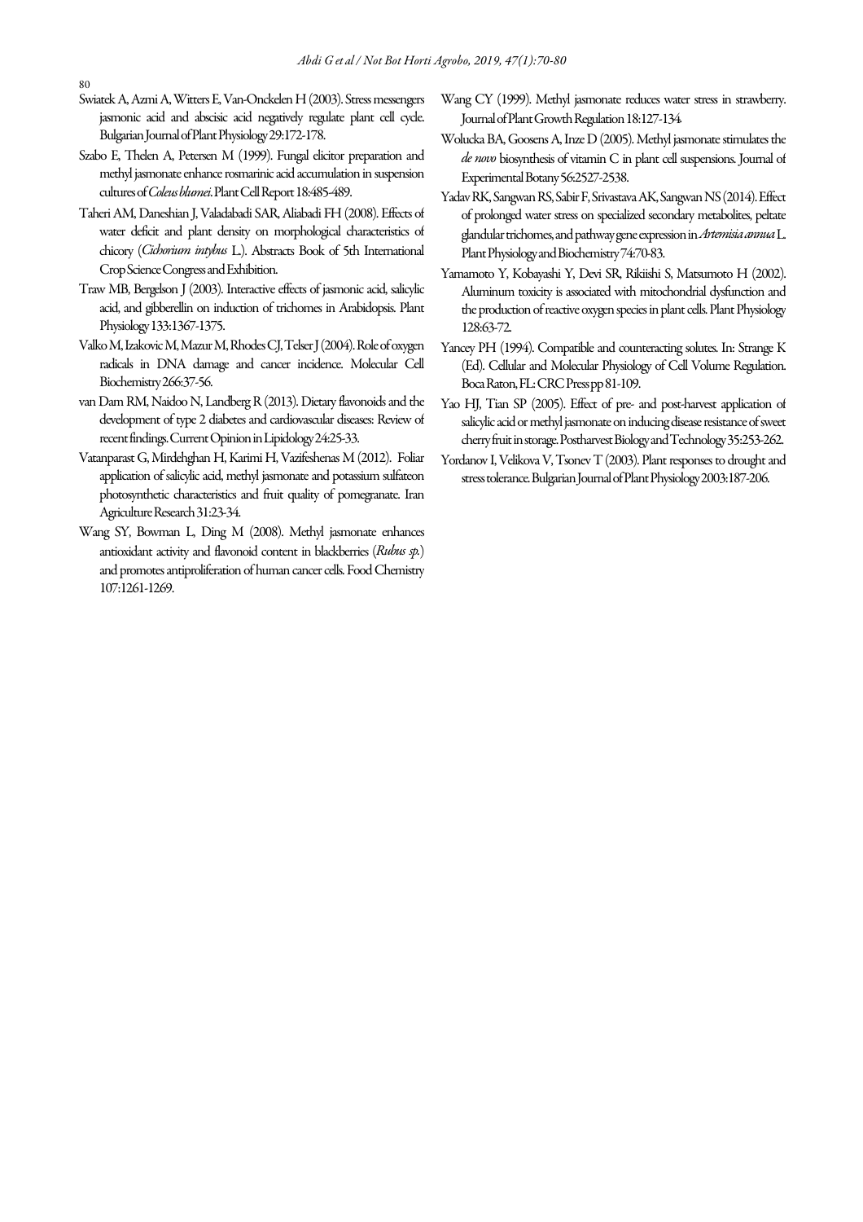Swiatek A, Azmi A, Witters E, Van-Onckelen H (2003). Stress messengers jasmonic acid and abscisic acid negatively regulate plant cell cycle. Bulgarian Journal of Plant Physiology 29:172-178.

Szabo E, Thelen A, Petersen M (1999). Fungal elicitor preparation and methyl jasmonate enhance rosmarinic acid accumulation in suspension cultures of *Coleus blumei*. Plant Cell Report 18:485-489.

Taheri AM, Daneshian J, Valadabadi SAR, Aliabadi FH (2008). Effects of water deficit and plant density on morphological characteristics of chicory (*Cichorium intybus* L.). Abstracts Book of 5th International Crop Science Congress and Exhibition.

Traw MB, Bergelson J (2003). Interactive effects of jasmonic acid, salicylic acid, and gibberellin on induction of trichomes in Arabidopsis. Plant Physiology 133:1367-1375.

Valko M, Izakovic M, Mazur M, Rhodes CJ, Telser J (2004). Role of oxygen radicals in DNA damage and cancer incidence. Molecular Cell Biochemistry 266:37-56.

van Dam RM, Naidoo N, Landberg R (2013). Dietary flavonoids and the development of type 2 diabetes and cardiovascular diseases: Review of recent findings. Current Opinion in Lipidology 24:25-33.

Vatanparast G, Mirdehghan H, Karimi H, Vazifeshenas M (2012). Foliar application of salicylic acid, methyl jasmonate and potassium sulfateon photosynthetic characteristics and fruit quality of pomegranate. Iran Agriculture Research 31:23-34.

Wang SY, Bowman L, Ding M (2008). Methyl jasmonate enhances antioxidant activity and flavonoid content in blackberries (*Rubus sp.*) and promotes antiproliferation of human cancer cells. Food Chemistry 107:1261-1269.

Wang CY (1999). Methyl jasmonate reduces water stress in strawberry. Journal of Plant Growth Regulation 18:127-134.

Wolucka BA, Goosens A, Inze D (2005). Methyl jasmonate stimulates the *de novo* biosynthesis of vitamin C in plant cell suspensions. Journal of Experimental Botany 56:2527-2538.

Yadav RK, Sangwan RS, Sabir F, Srivastava AK, Sangwan NS (2014). Effect of prolonged water stress on specialized secondary metabolites, peltate glandular trichomes, and pathway gene expression in *Artemisia annua* L. Plant Physiology and Biochemistry 74:70-83.

Yamamoto Y, Kobayashi Y, Devi SR, Rikiishi S, Matsumoto H (2002). Aluminum toxicity is associated with mitochondrial dysfunction and the production of reactive oxygen species in plant cells. Plant Physiology 128:63-72.

Yancey PH (1994). Compatible and counteracting solutes. In: Strange K (Ed). Cellular and Molecular Physiology of Cell Volume Regulation. Boca Raton, FL: CRC Press pp 81-109.

Yao HJ, Tian SP (2005). Effect of pre- and post-harvest application of salicylic acid or methyl jasmonate on inducing disease resistance of sweet cherry fruit in storage. Postharvest Biology and Technology 35:253-262.

Yordanov I, Velikova V, Tsonev T (2003). Plant responses to drought and stress tolerance. Bulgarian Journal of Plant Physiology 2003:187-206.